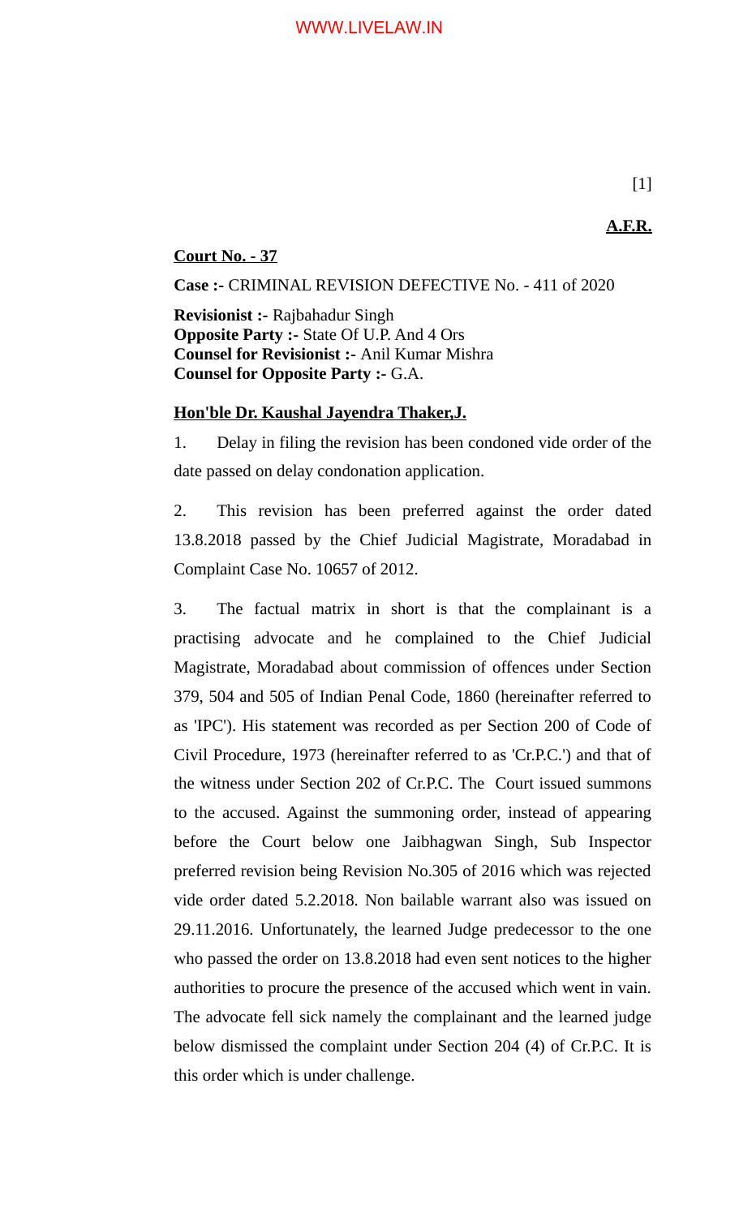**A.F.R.**

**Court No. - 37**

**Case :-** CRIMINAL REVISION DEFECTIVE No. - 411 of 2020

**Revisionist :-** Rajbahadur Singh
**Opposite Party :-** State Of U.P. And 4 Ors
**Counsel for Revisionist :-** Anil Kumar Mishra
**Counsel for Opposite Party :-** G.A.

**Hon'ble Dr. Kaushal Jayendra Thaker,J.**

1. Delay in filing the revision has been condoned vide order of the date passed on delay condonation application.

2. This revision has been preferred against the order dated 13.8.2018 passed by the Chief Judicial Magistrate, Moradabad in Complaint Case No. 10657 of 2012.

3. The factual matrix in short is that the complainant is a practising advocate and he complained to the Chief Judicial Magistrate, Moradabad about commission of offences under Section 379, 504 and 505 of Indian Penal Code, 1860 (hereinafter referred to as 'IPC'). His statement was recorded as per Section 200 of Code of Civil Procedure, 1973 (hereinafter referred to as 'Cr.P.C.') and that of the witness under Section 202 of Cr.P.C. The Court issued summons to the accused. Against the summoning order, instead of appearing before the Court below one Jaibhagwan Singh, Sub Inspector preferred revision being Revision No.305 of 2016 which was rejected vide order dated 5.2.2018. Non bailable warrant also was issued on 29.11.2016. Unfortunately, the learned Judge predecessor to the one who passed the order on 13.8.2018 had even sent notices to the higher authorities to procure the presence of the accused which went in vain. The advocate fell sick namely the complainant and the learned judge below dismissed the complaint under Section 204 (4) of Cr.P.C. It is this order which is under challenge.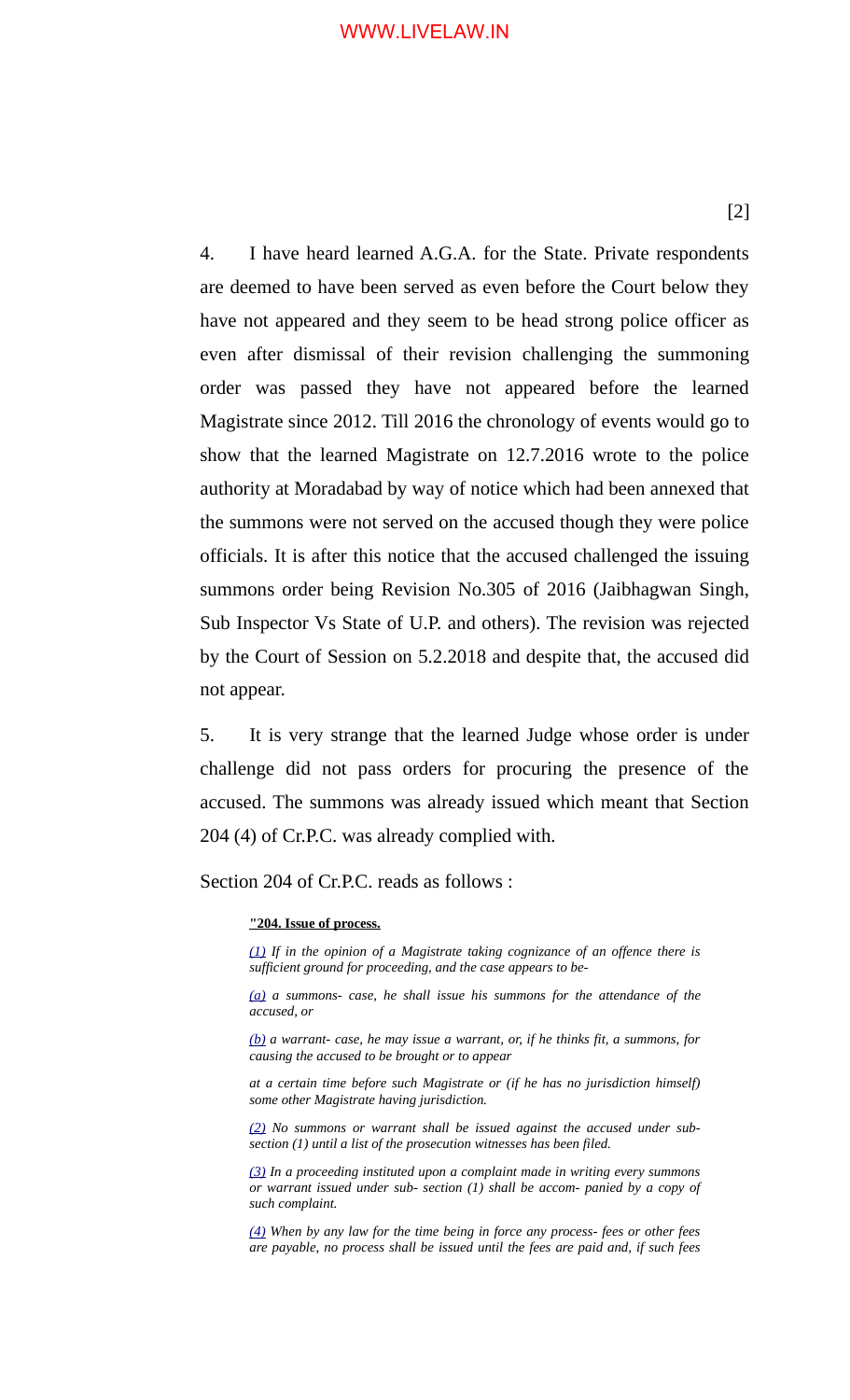4. I have heard learned A.G.A. for the State. Private respondents are deemed to have been served as even before the Court below they have not appeared and they seem to be head strong police officer as even after dismissal of their revision challenging the summoning order was passed they have not appeared before the learned Magistrate since 2012. Till 2016 the chronology of events would go to show that the learned Magistrate on 12.7.2016 wrote to the police authority at Moradabad by way of notice which had been annexed that the summons were not served on the accused though they were police officials. It is after this notice that the accused challenged the issuing summons order being Revision No.305 of 2016 (Jaibhagwan Singh, Sub Inspector Vs State of U.P. and others). The revision was rejected by the Court of Session on 5.2.2018 and despite that, the accused did not appear.

5. It is very strange that the learned Judge whose order is under challenge did not pass orders for procuring the presence of the accused. The summons was already issued which meant that Section 204 (4) of Cr.P.C. was already complied with.

Section 204 of Cr.P.C. reads as follows :

> **"204. Issue of process.**
>
> *(1) If in the opinion of a Magistrate taking cognizance of an offence there is sufficient ground for proceeding, and the case appears to be-*
>
> *(a) a summons- case, he shall issue his summons for the attendance of the accused, or*
>
> *(b) a warrant- case, he may issue a warrant, or, if he thinks fit, a summons, for causing the accused to be brought or to appear*
>
> *at a certain time before such Magistrate or (if he has no jurisdiction himself) some other Magistrate having jurisdiction.*
>
> *(2) No summons or warrant shall be issued against the accused under sub- section (1) until a list of the prosecution witnesses has been filed.*
>
> *(3) In a proceeding instituted upon a complaint made in writing every summons or warrant issued under sub- section (1) shall be accom- panied by a copy of such complaint.*
>
> *(4) When by any law for the time being in force any process- fees or other fees are payable, no process shall be issued until the fees are paid and, if such fees*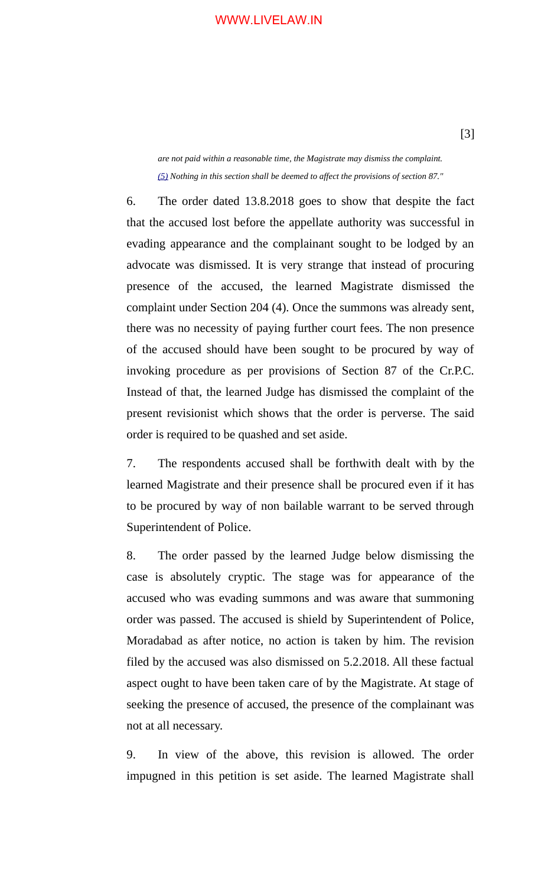*are not paid within a reasonable time, the Magistrate may dismiss the complaint.*

*(5) Nothing in this section shall be deemed to affect the provisions of section 87."*

6. The order dated 13.8.2018 goes to show that despite the fact that the accused lost before the appellate authority was successful in evading appearance and the complainant sought to be lodged by an advocate was dismissed. It is very strange that instead of procuring presence of the accused, the learned Magistrate dismissed the complaint under Section 204 (4). Once the summons was already sent, there was no necessity of paying further court fees. The non presence of the accused should have been sought to be procured by way of invoking procedure as per provisions of Section 87 of the Cr.P.C. Instead of that, the learned Judge has dismissed the complaint of the present revisionist which shows that the order is perverse. The said order is required to be quashed and set aside.

7. The respondents accused shall be forthwith dealt with by the learned Magistrate and their presence shall be procured even if it has to be procured by way of non bailable warrant to be served through Superintendent of Police.

8. The order passed by the learned Judge below dismissing the case is absolutely cryptic. The stage was for appearance of the accused who was evading summons and was aware that summoning order was passed. The accused is shield by Superintendent of Police, Moradabad as after notice, no action is taken by him. The revision filed by the accused was also dismissed on 5.2.2018. All these factual aspect ought to have been taken care of by the Magistrate. At stage of seeking the presence of accused, the presence of the complainant was not at all necessary.

9. In view of the above, this revision is allowed. The order impugned in this petition is set aside. The learned Magistrate shall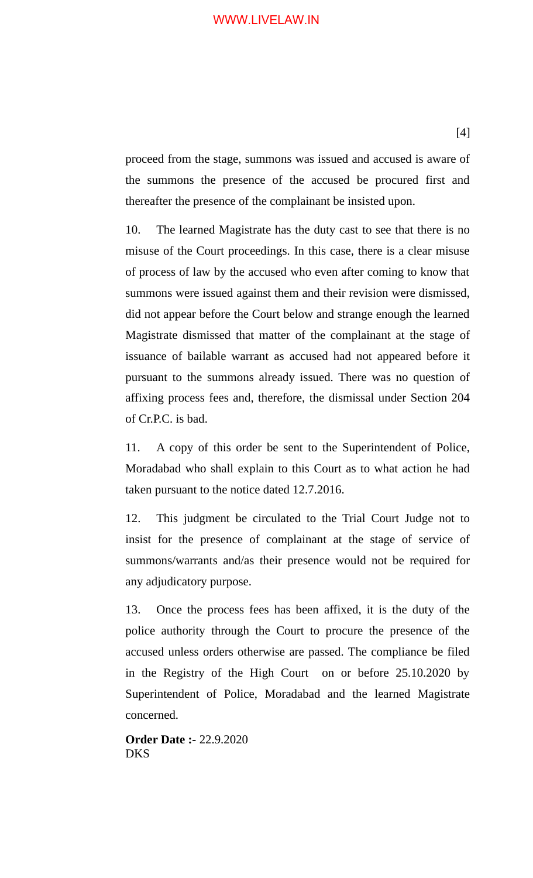proceed from the stage, summons was issued and accused is aware of the summons the presence of the accused be procured first and thereafter the presence of the complainant be insisted upon.

10. The learned Magistrate has the duty cast to see that there is no misuse of the Court proceedings. In this case, there is a clear misuse of process of law by the accused who even after coming to know that summons were issued against them and their revision were dismissed, did not appear before the Court below and strange enough the learned Magistrate dismissed that matter of the complainant at the stage of issuance of bailable warrant as accused had not appeared before it pursuant to the summons already issued. There was no question of affixing process fees and, therefore, the dismissal under Section 204 of Cr.P.C. is bad.

11. A copy of this order be sent to the Superintendent of Police, Moradabad who shall explain to this Court as to what action he had taken pursuant to the notice dated 12.7.2016.

12. This judgment be circulated to the Trial Court Judge not to insist for the presence of complainant at the stage of service of summons/warrants and/as their presence would not be required for any adjudicatory purpose.

13. Once the process fees has been affixed, it is the duty of the police authority through the Court to procure the presence of the accused unless orders otherwise are passed. The compliance be filed in the Registry of the High Court on or before 25.10.2020 by Superintendent of Police, Moradabad and the learned Magistrate concerned.

**Order Date :-** 22.9.2020
DKS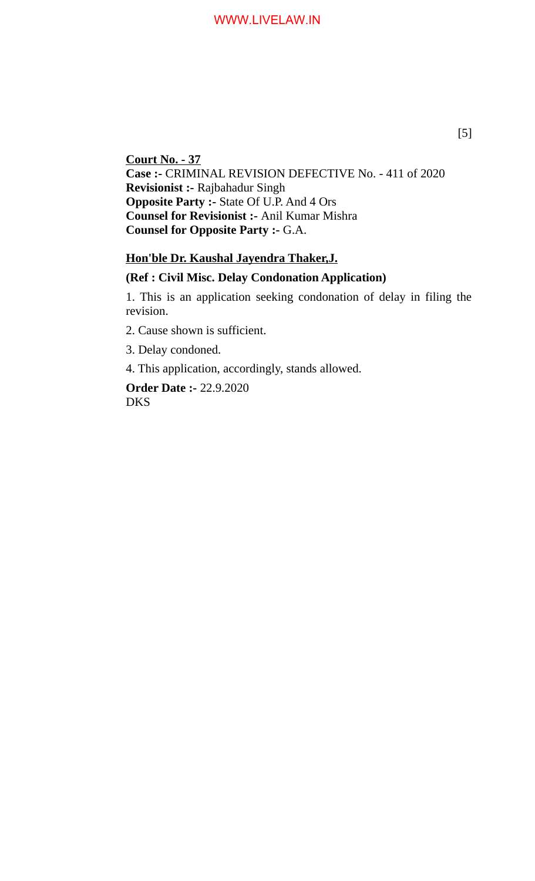**Court No. - 37**

**Case :-** CRIMINAL REVISION DEFECTIVE No. - 411 of 2020

**Revisionist :-** Rajbahadur Singh

**Opposite Party :-** State Of U.P. And 4 Ors

**Counsel for Revisionist :-** Anil Kumar Mishra

**Counsel for Opposite Party :-** G.A.

**Hon'ble Dr. Kaushal Jayendra Thaker,J.**

**(Ref : Civil Misc. Delay Condonation Application)**

1. This is an application seeking condonation of delay in filing the revision.

2. Cause shown is sufficient.

3. Delay condoned.

4. This application, accordingly, stands allowed.

**Order Date :-** 22.9.2020

DKS